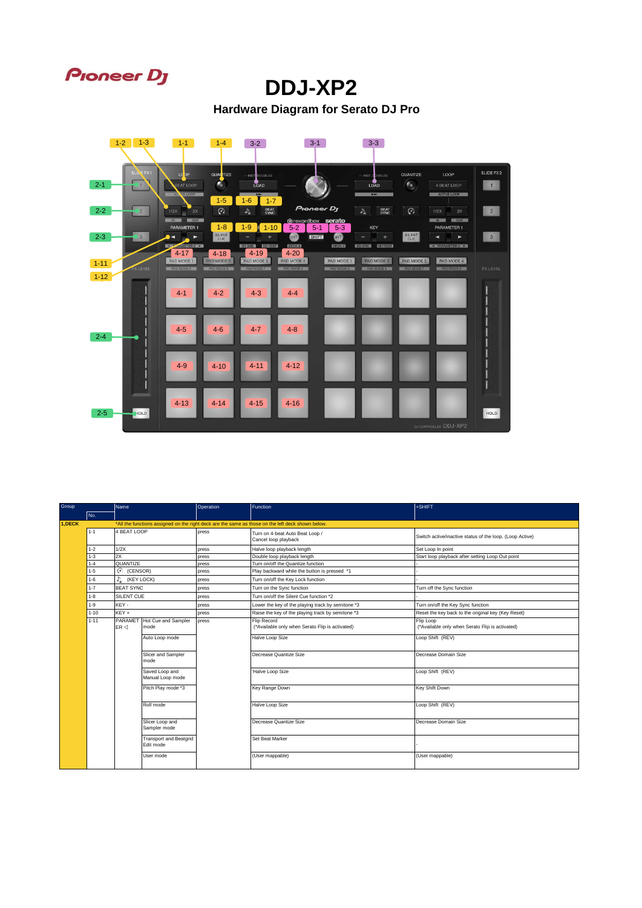Pioneer DJ

# DDJ-XP2

## Hardware Diagram for Serato DJ Pro

| Group | No. | Name | | Operation | Function | +SHIFT |
|---|---|---|---|---|---|---|
| 1,DECK | | *All the functions assigned on the right deck are the same as those on the left deck shown below. | | | | |
| | 1-1 | 4 BEAT LOOP | | press | Turn on 4-beat Auto Beat Loop / Cancel loop playback | Switch active/inactive status of the loop. (Loop Active) |
| | 1-2 | 1/2X | | press | Halve loop playback length | Set Loop In point |
| | 1-3 | 2X | | press | Double loop playback length | Start loop playback after setting Loop Out point |
| | 1-4 | QUANTIZE | | press | Turn on/off the Quantize function | - |
| | 1-5 | (CENSOR) | | press | Play backward while the button is pressed *1 | - |
| | 1-6 | (KEY LOCK) | | press | Turn on/off the Key Lock function | - |
| | 1-7 | BEAT SYNC | | press | Turn on the Sync function | Turn off the Sync function |
| | 1-8 | SILENT CUE | | press | Turn on/off the Silent Cue function *2 | - |
| | 1-9 | KEY - | | press | Lower the key of the playing track by semitone *3 | Turn on/off the Key Sync function |
| | 1-10 | KEY + | | press | Raise the key of the playing track by semitone *3 | Reset the key back to the original key (Key Reset) |
| | 1-11 | PARAMETER ◁ | Hot Cue and Sampler mode | press | Flip Record (*Available only when Serato Flip is activated) | Flip Loop (*Available only when Serato Flip is activated) |
| | | | Auto Loop mode | | Halve Loop Size | Loop Shift (REV) |
| | | | Slicer and Sampler mode | | Decrease Quantize Size | Decrease Domain Size |
| | | | Saved Loop and Manual Loop mode | | Halve Loop Size | Loop Shift (REV) |
| | | | Pitch Play mode *3 | | Key Range Down | Key Shift Down |
| | | | Roll mode | | Halve Loop Size | Loop Shift (REV) |
| | | | Slicer Loop and Sampler mode | | Decrease Quantize Size | Decrease Domain Size |
| | | | Transport and Beatgrid Edit mode | | Set Beat Marker | - |
| | | | User mode | | (User mappable) | (User mappable) |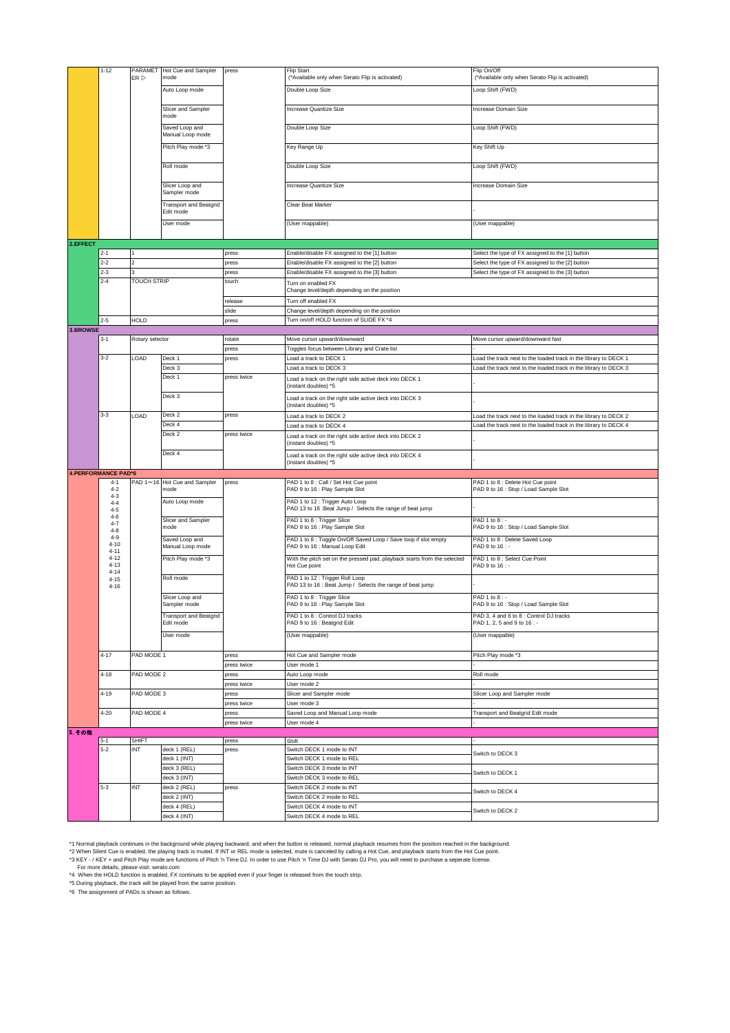| | | | | | | |
|---|---|---|---|---|---|---|
| | 1-12 | PARAMETER ▷ | Hot Cue and Sampler mode | press | Flip Start (*Available only when Serato Flip is activated) | Flip On/Off (*Available only when Serato Flip is activated) |
| | | | Auto Loop mode | | Double Loop Size | Loop Shift (FWD) |
| | | | Slicer and Sampler mode | | Increase Quantize Size | Increase Domain Size |
| | | | Saved Loop and Manual Loop mode | | Double Loop Size | Loop Shift (FWD) |
| | | | Pitch Play mode *3 | | Key Range Up | Key Shift Up |
| | | | Roll mode | | Double Loop Size | Loop Shift (FWD) |
| | | | Slicer Loop and Sampler mode | | Increase Quantize Size | Increase Domain Size |
| | | | Transport and Beatgrid Edit mode | | Clear Beat Marker | - |
| | | | User mode | | (User mappable) | (User mappable) |
| **2.EFFECT** | | | | | | |
| | 2-1 | 1 | | press | Enable/disable FX assigned to the [1] button | Select the type of FX assigned to the [1] button |
| | 2-2 | 2 | | press | Enable/disable FX assigned to the [2] button | Select the type of FX assigned to the [2] button |
| | 2-3 | 3 | | press | Enable/disable FX assigned to the [3] button | Select the type of FX assigned to the [3] button |
| | 2-4 | TOUCH STRIP | | touch | Turn on enabled FX Change level/depth depending on the position | |
| | | | | release | Turn off enabled FX | |
| | | | | slide | Change level/depth depending on the position | |
| | 2-5 | HOLD | | press | Turn on/off HOLD function of SLIDE FX *4 | |
| **3.BROWSE** | | | | | | |
| | 3-1 | Rotary selector | | rotate | Move cursor upward/downward | Move cursor upward/downward fast |
| | | | | press | Toggles focus between Library and Crate list | - |
| | 3-2 | LOAD | Deck 1 | press | Load a track to DECK 1 | Load the track next to the loaded track in the library to DECK 1 |
| | | | Deck 3 | | Load a track to DECK 3 | Load the track next to the loaded track in the library to DECK 3 |
| | | | Deck 1 | press twice | Load a track on the right side active deck into DECK 1 (instant doubles) *5 | - |
| | | | Deck 3 | | Load a track on the right side active deck into DECK 3 (instant doubles) *5 | - |
| | 3-3 | LOAD | Deck 2 | press | Load a track to DECK 2 | Load the track next to the loaded track in the library to DECK 2 |
| | | | Deck 4 | | Load a track to DECK 4 | Load the track next to the loaded track in the library to DECK 4 |
| | | | Deck 2 | press twice | Load a track on the right side active deck into DECK 2 (instant doubles) *5 | - |
| | | | Deck 4 | | Load a track on the right side active deck into DECK 4 (instant doubles) *5 | - |
| **4.PERFORMANCE PAD*6** | | | | | | |
| | 4-1 4-2 4-3 4-4 4-5 4-6 4-7 4-8 4-9 4-10 4-11 4-12 4-13 4-14 4-15 4-16 | PAD 1～16 | Hot Cue and Sampler mode | press | PAD 1 to 8 : Call / Set Hot Cue point PAD 9 to 16 : Play Sample Slot | PAD 1 to 8 : Delete Hot Cue point PAD 9 to 16 : Stop / Load Sample Slot |
| | | | Auto Loop mode | | PAD 1 to 12 : Trigger Auto Loop PAD 13 to 16 :Beat Jump / Selects the range of beat jump | - |
| | | | Slicer and Sampler mode | | PAD 1 to 8 : Trigger Slice PAD 9 to 16 : Play Sample Slot | PAD 1 to 8 : - PAD 9 to 16 : Stop / Load Sample Slot |
| | | | Saved Loop and Manual Loop mode | | PAD 1 to 8 : Toggle On/Off Saved Loop / Save loop if slot empty PAD 9 to 16 : Manual Loop Edit | PAD 1 to 8 : Delete Saved Loop PAD 9 to 16 : - |
| | | | Pitch Play mode *3 | | With the pitch set on the pressed pad, playback starts from the selected Hot Cue point | PAD 1 to 8 : Select Cue Point PAD 9 to 16 : - |
| | | | Roll mode | | PAD 1 to 12 : Trigger Roll Loop PAD 13 to 16 : Beat Jump / Selects the range of beat jump | - |
| | | | Slicer Loop and Sampler mode | | PAD 1 to 8 : Trigger Slice PAD 9 to 16 : Play Sample Slot | PAD 1 to 8 : - PAD 9 to 16 : Stop / Load Sample Slot |
| | | | Transport and Beatgrid Edit mode | | PAD 1 to 8 : Control DJ tracks PAD 9 to 16 : Beatgrid Edit | PAD 3, 4 and 6 to 8 : Control DJ tracks PAD 1, 2, 5 and 9 to 16 : - |
| | | | User mode | | (User mappable) | (User mappable) |
| | 4-17 | PAD MODE 1 | | press | Hot Cue and Sampler mode | Pitch Play mode *3 |
| | | | | press twice | User mode 1 | - |
| | 4-18 | PAD MODE 2 | | press | Auto Loop mode | Roll mode |
| | | | | press twice | User mode 2 | - |
| | 4-19 | PAD MODE 3 | | press | Slicer and Sampler mode | Slicer Loop and Sampler mode |
| | | | | press twice | User mode 3 | - |
| | 4-20 | PAD MODE 4 | | press | Saved Loop and Manual Loop mode | Transport and Beatgrid Edit mode |
| | | | | press twice | User mode 4 | - |
| **5. その他** | | | | | | |
| | 5-1 | SHIFT | | press | Shift | - |
| | 5-2 | INT | deck 1 (REL) | press | Switch DECK 1 mode to INT | Switch to DECK 3 |
| | | | deck 1 (INT) | | Switch DECK 1 mode to REL | |
| | | | deck 3 (REL) | | Switch DECK 3 mode to INT | Switch to DECK 1 |
| | | | deck 3 (INT) | | Switch DECK 3 mode to REL | |
| | 5-3 | INT | deck 2 (REL) | press | Switch DECK 2 mode to INT | Switch to DECK 4 |
| | | | deck 2 (INT) | | Switch DECK 2 mode to REL | |
| | | | deck 4 (REL) | | Switch DECK 4 mode to INT | Switch to DECK 2 |
| | | | deck 4 (INT) | | Switch DECK 4 mode to REL | |

*1 Normal playback continues in the background while playing backward, and when the button is released, normal playback resumes from the position reached in the background.
*2 When Silent Cue is enabled, the playing track is muted. If INT or REL mode is selected, mute is canceled by calling a Hot Cue, and playback starts from the Hot Cue point.
*3 KEY - / KEY + and Pitch Play mode are functions of Pitch 'n Time DJ. In order to use Pitch 'n Time DJ with Serato DJ Pro, you will need to purchase a seperate license.
For more details, please visit: serato.com
*4 When the HOLD function is enabled, FX continues to be applied even if your finger is released from the touch strip.
*5 During playback, the track will be played from the same position.
*6 The assignment of PADs is shown as follows.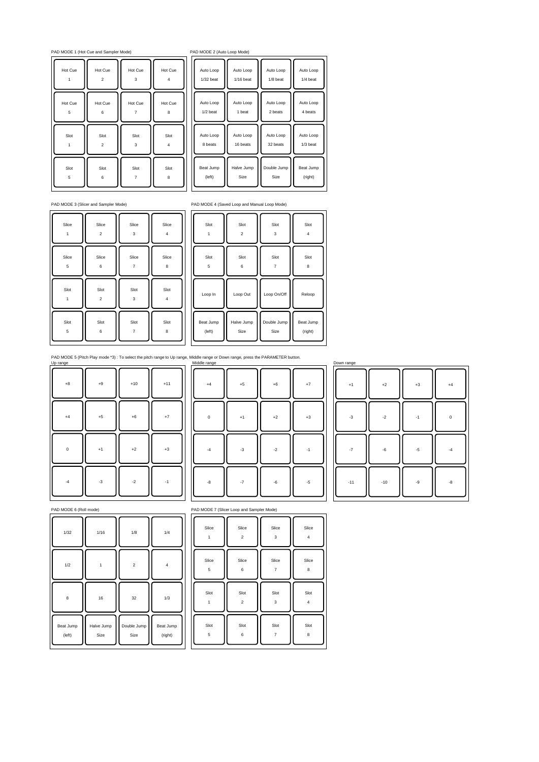PAD MODE 1 (Hot Cue and Sampler Mode)

| | | | |
|---|---|---|---|
| Hot Cue 1 | Hot Cue 2 | Hot Cue 3 | Hot Cue 4 |
| Hot Cue 5 | Hot Cue 6 | Hot Cue 7 | Hot Cue 8 |
| Slot 1 | Slot 2 | Slot 3 | Slot 4 |
| Slot 5 | Slot 6 | Slot 7 | Slot 8 |

PAD MODE 2 (Auto Loop Mode)

| | | | |
|---|---|---|---|
| Auto Loop 1/32 beat | Auto Loop 1/16 beat | Auto Loop 1/8 beat | Auto Loop 1/4 beat |
| Auto Loop 1/2 beat | Auto Loop 1 beat | Auto Loop 2 beats | Auto Loop 4 beats |
| Auto Loop 8 beats | Auto Loop 16 beats | Auto Loop 32 beats | Auto Loop 1/3 beat |
| Beat Jump (left) | Halve Jump Size | Double Jump Size | Beat Jump (right) |

PAD MODE 3 (Slicer and Sampler Mode)

| | | | |
|---|---|---|---|
| Slice 1 | Slice 2 | Slice 3 | Slice 4 |
| Slice 5 | Slice 6 | Slice 7 | Slice 8 |
| Slot 1 | Slot 2 | Slot 3 | Slot 4 |
| Slot 5 | Slot 6 | Slot 7 | Slot 8 |

PAD MODE 4 (Saved Loop and Manual Loop Mode)

| | | | |
|---|---|---|---|
| Slot 1 | Slot 2 | Slot 3 | Slot 4 |
| Slot 5 | Slot 6 | Slot 7 | Slot 8 |
| Loop In | Loop Out | Loop On/Off | Reloop |
| Beat Jump (left) | Halve Jump Size | Double Jump Size | Beat Jump (right) |

PAD MODE 5 (Pitch Play mode *3) : To select the pitch range to Up range, Middle range or Down range, press the PARAMETER button.

Up range

| | | | |
|---|---|---|---|
| +8 | +9 | +10 | +11 |
| +4 | +5 | +6 | +7 |
| 0 | +1 | +2 | +3 |
| -4 | -3 | -2 | -1 |

Middle range

| | | | |
|---|---|---|---|
| +4 | +5 | +6 | +7 |
| 0 | +1 | +2 | +3 |
| -4 | -3 | -2 | -1 |
| -8 | -7 | -6 | -5 |

Down range

| | | | |
|---|---|---|---|
| +1 | +2 | +3 | +4 |
| -3 | -2 | -1 | 0 |
| -7 | -6 | -5 | -4 |
| -11 | -10 | -9 | -8 |

PAD MODE 6 (Roll mode)

| | | | |
|---|---|---|---|
| 1/32 | 1/16 | 1/8 | 1/4 |
| 1/2 | 1 | 2 | 4 |
| 8 | 16 | 32 | 1/3 |
| Beat Jump (left) | Halve Jump Size | Double Jump Size | Beat Jump (right) |

PAD MODE 7 (Slicer Loop and Sampler Mode)

| | | | |
|---|---|---|---|
| Slice 1 | Slice 2 | Slice 3 | Slice 4 |
| Slice 5 | Slice 6 | Slice 7 | Slice 8 |
| Slot 1 | Slot 2 | Slot 3 | Slot 4 |
| Slot 5 | Slot 6 | Slot 7 | Slot 8 |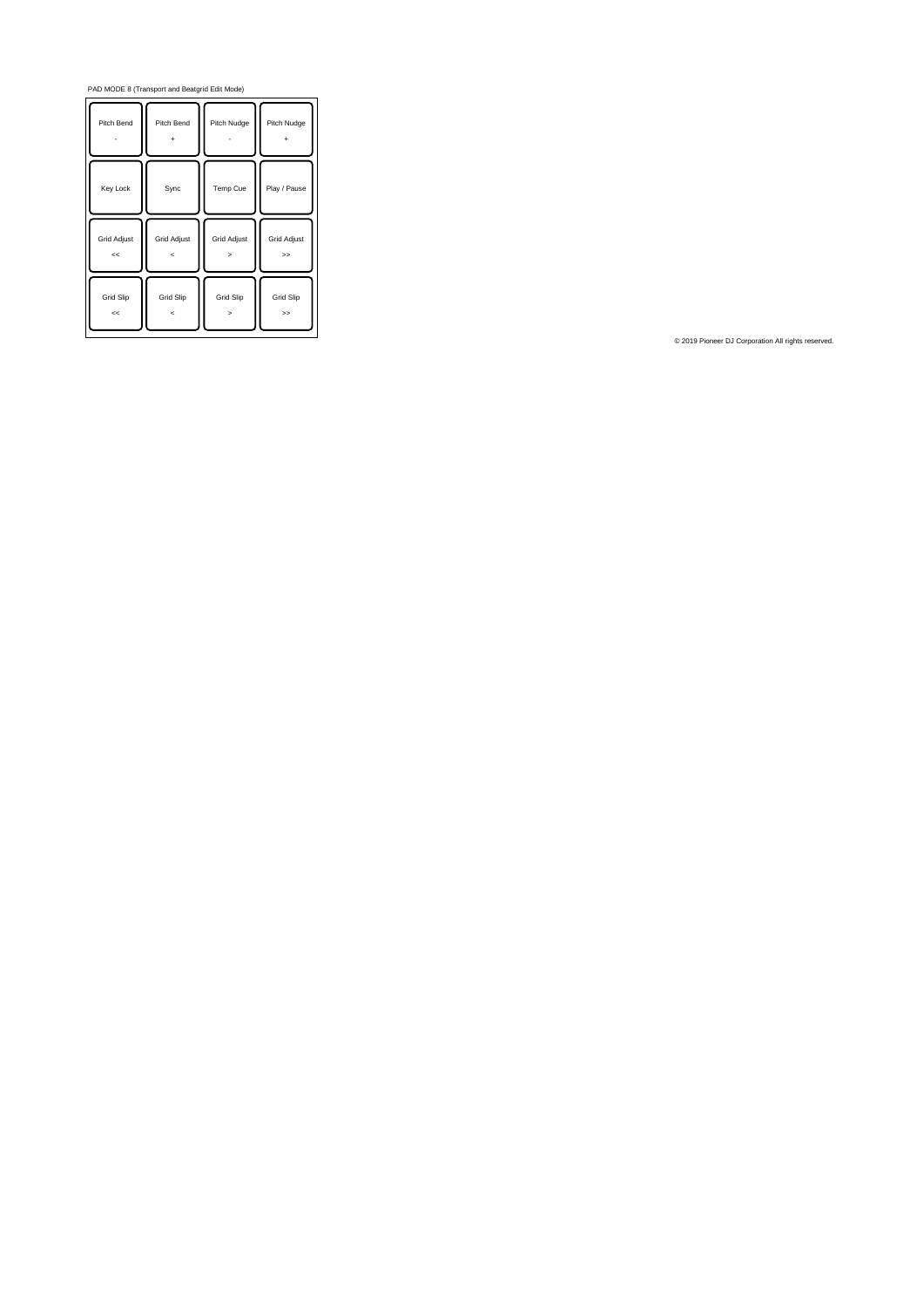PAD MODE 8 (Transport and Beatgrid Edit Mode)

| | | | |
|---|---|---|---|
| Pitch Bend - | Pitch Bend + | Pitch Nudge - | Pitch Nudge + |
| Key Lock | Sync | Temp Cue | Play / Pause |
| Grid Adjust << | Grid Adjust < | Grid Adjust > | Grid Adjust >> |
| Grid Slip << | Grid Slip < | Grid Slip > | Grid Slip >> |

© 2019 Pioneer DJ Corporation All rights reserved.